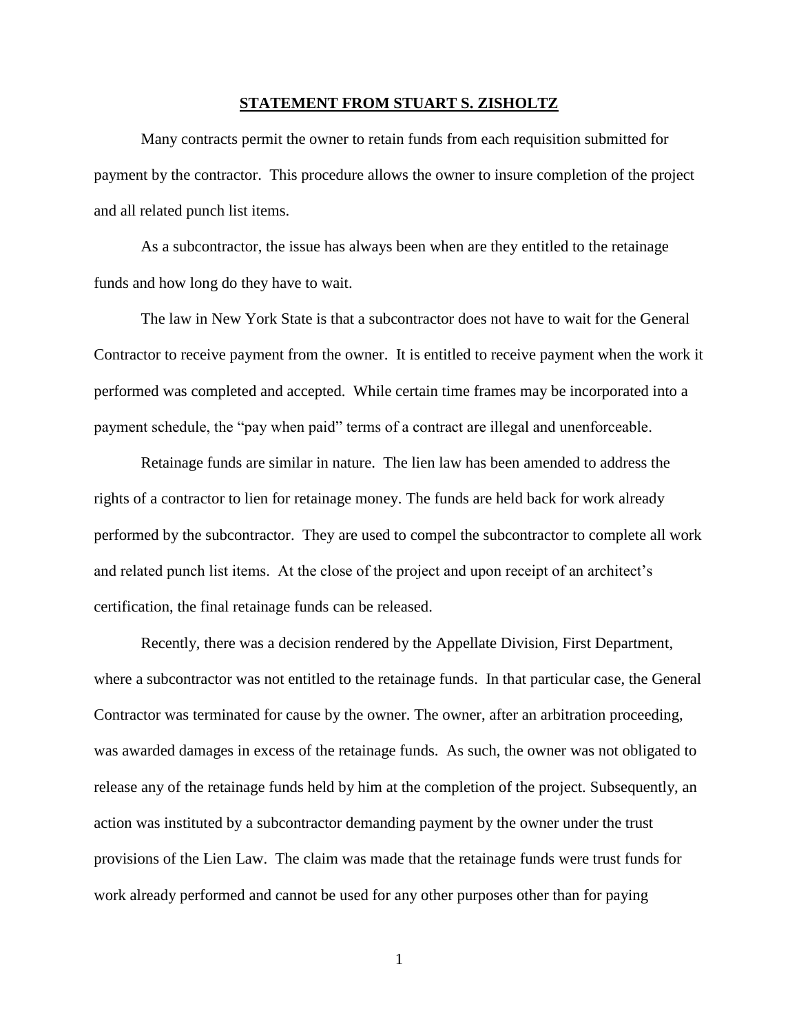# STATEMENT FROM STUART S. ZISHOLTZ

Many contracts permit the owner to retain funds from each requisition submitted for payment by the contractor. This procedure allows the owner to insure completion of the project and all related punch list items.

As a subcontractor, the issue has always been when are they entitled to the retainage funds and how long do they have to wait.

The law in New York State is that a subcontractor does not have to wait for the General Contractor to receive payment from the owner. It is entitled to receive payment when the work it performed was completed and accepted. While certain time frames may be incorporated into a payment schedule, the "pay when paid" terms of a contract are illegal and unenforceable.

Retainage funds are similar in nature. The lien law has been amended to address the rights of a contractor to lien for retainage money. The funds are held back for work already performed by the subcontractor. They are used to compel the subcontractor to complete all work and related punch list items. At the close of the project and upon receipt of an architect's certification, the final retainage funds can be released.

Recently, there was a decision rendered by the Appellate Division, First Department, where a subcontractor was not entitled to the retainage funds. In that particular case, the General Contractor was terminated for cause by the owner. The owner, after an arbitration proceeding, was awarded damages in excess of the retainage funds. As such, the owner was not obligated to release any of the retainage funds held by him at the completion of the project. Subsequently, an action was instituted by a subcontractor demanding payment by the owner under the trust provisions of the Lien Law. The claim was made that the retainage funds were trust funds for work already performed and cannot be used for any other purposes other than for paying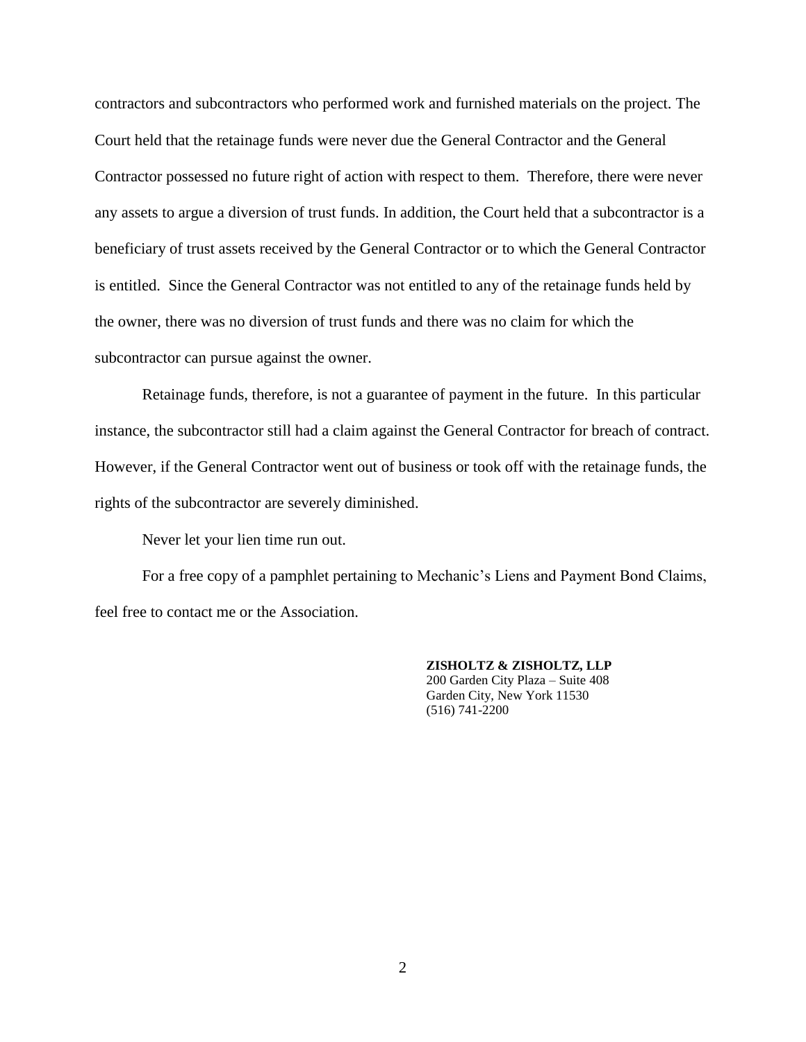contractors and subcontractors who performed work and furnished materials on the project. The Court held that the retainage funds were never due the General Contractor and the General Contractor possessed no future right of action with respect to them. Therefore, there were never any assets to argue a diversion of trust funds. In addition, the Court held that a subcontractor is a beneficiary of trust assets received by the General Contractor or to which the General Contractor is entitled. Since the General Contractor was not entitled to any of the retainage funds held by the owner, there was no diversion of trust funds and there was no claim for which the subcontractor can pursue against the owner.

Retainage funds, therefore, is not a guarantee of payment in the future. In this particular instance, the subcontractor still had a claim against the General Contractor for breach of contract. However, if the General Contractor went out of business or took off with the retainage funds, the rights of the subcontractor are severely diminished.

Never let your lien time run out.

For a free copy of a pamphlet pertaining to Mechanic's Liens and Payment Bond Claims, feel free to contact me or the Association.

**ZISHOLTZ & ZISHOLTZ, LLP**
200 Garden City Plaza – Suite 408
Garden City, New York 11530
(516) 741-2200